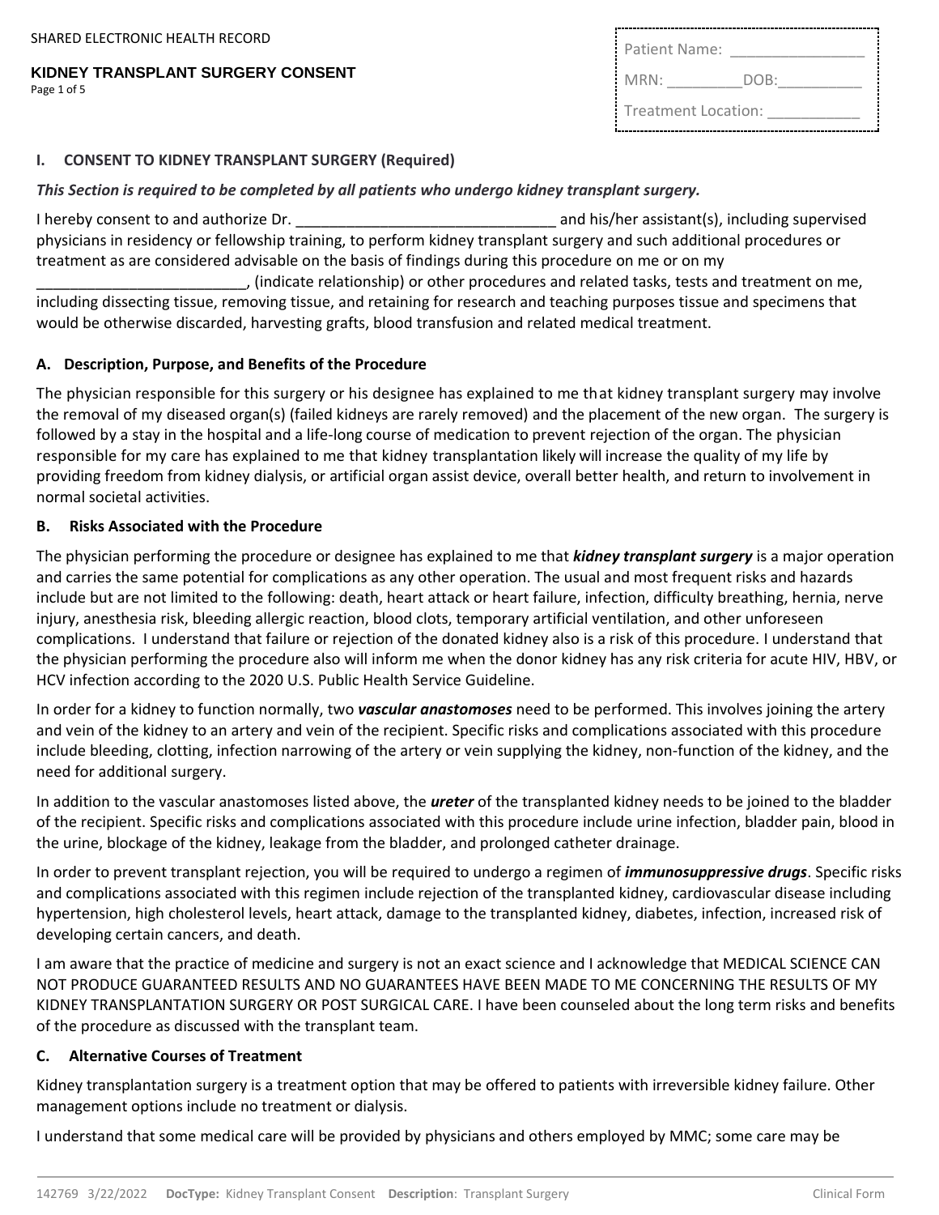SHARED ELECTRONIC HEALTH RECORD

## KIDNEY TRANSPLANT SURGERY CONSENT

Patient Name: ________________

MRN: _________DOB:__________

Treatment Location: ___________

### I. CONSENT TO KIDNEY TRANSPLANT SURGERY (Required)

***This Section is required to be completed by all patients who undergo kidney transplant surgery.***

I hereby consent to and authorize Dr. _______________________________ and his/her assistant(s), including supervised physicians in residency or fellowship training, to perform kidney transplant surgery and such additional procedures or treatment as are considered advisable on the basis of findings during this procedure on me or on my _________________________, (indicate relationship) or other procedures and related tasks, tests and treatment on me, including dissecting tissue, removing tissue, and retaining for research and teaching purposes tissue and specimens that would be otherwise discarded, harvesting grafts, blood transfusion and related medical treatment.

#### A. Description, Purpose, and Benefits of the Procedure

The physician responsible for this surgery or his designee has explained to me that kidney transplant surgery may involve the removal of my diseased organ(s) (failed kidneys are rarely removed) and the placement of the new organ. The surgery is followed by a stay in the hospital and a life-long course of medication to prevent rejection of the organ. The physician responsible for my care has explained to me that kidney transplantation likely will increase the quality of my life by providing freedom from kidney dialysis, or artificial organ assist device, overall better health, and return to involvement in normal societal activities.

#### B. Risks Associated with the Procedure

The physician performing the procedure or designee has explained to me that ***kidney transplant surgery*** is a major operation and carries the same potential for complications as any other operation. The usual and most frequent risks and hazards include but are not limited to the following: death, heart attack or heart failure, infection, difficulty breathing, hernia, nerve injury, anesthesia risk, bleeding allergic reaction, blood clots, temporary artificial ventilation, and other unforeseen complications. I understand that failure or rejection of the donated kidney also is a risk of this procedure. I understand that the physician performing the procedure also will inform me when the donor kidney has any risk criteria for acute HIV, HBV, or HCV infection according to the 2020 U.S. Public Health Service Guideline.

In order for a kidney to function normally, two ***vascular anastomoses*** need to be performed. This involves joining the artery and vein of the kidney to an artery and vein of the recipient. Specific risks and complications associated with this procedure include bleeding, clotting, infection narrowing of the artery or vein supplying the kidney, non-function of the kidney, and the need for additional surgery.

In addition to the vascular anastomoses listed above, the ***ureter*** of the transplanted kidney needs to be joined to the bladder of the recipient. Specific risks and complications associated with this procedure include urine infection, bladder pain, blood in the urine, blockage of the kidney, leakage from the bladder, and prolonged catheter drainage.

In order to prevent transplant rejection, you will be required to undergo a regimen of ***immunosuppressive drugs***. Specific risks and complications associated with this regimen include rejection of the transplanted kidney, cardiovascular disease including hypertension, high cholesterol levels, heart attack, damage to the transplanted kidney, diabetes, infection, increased risk of developing certain cancers, and death.

I am aware that the practice of medicine and surgery is not an exact science and I acknowledge that MEDICAL SCIENCE CAN NOT PRODUCE GUARANTEED RESULTS AND NO GUARANTEES HAVE BEEN MADE TO ME CONCERNING THE RESULTS OF MY KIDNEY TRANSPLANTATION SURGERY OR POST SURGICAL CARE. I have been counseled about the long term risks and benefits of the procedure as discussed with the transplant team.

#### C. Alternative Courses of Treatment

Kidney transplantation surgery is a treatment option that may be offered to patients with irreversible kidney failure. Other management options include no treatment or dialysis.

I understand that some medical care will be provided by physicians and others employed by MMC; some care may be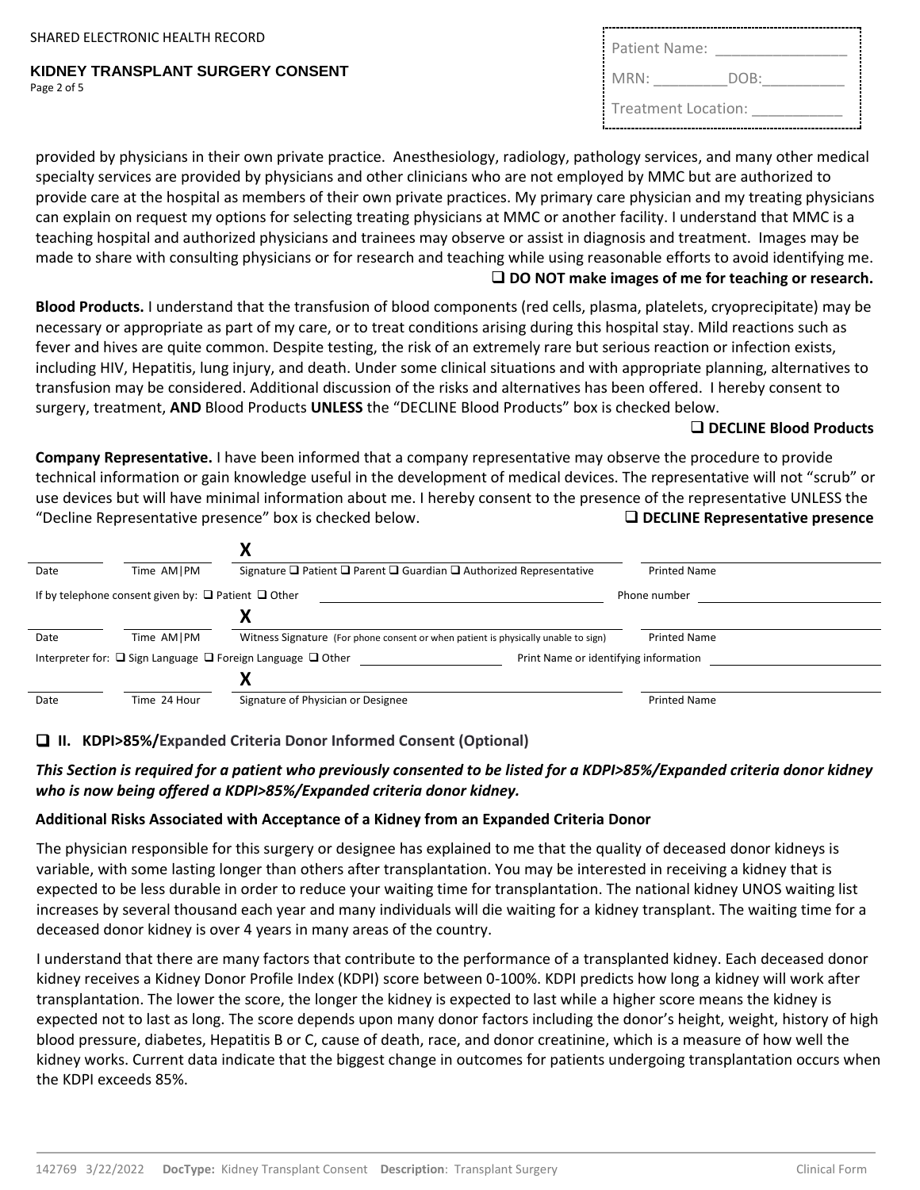provided by physicians in their own private practice. Anesthesiology, radiology, pathology services, and many other medical specialty services are provided by physicians and other clinicians who are not employed by MMC but are authorized to provide care at the hospital as members of their own private practices. My primary care physician and my treating physicians can explain on request my options for selecting treating physicians at MMC or another facility. I understand that MMC is a teaching hospital and authorized physicians and trainees may observe or assist in diagnosis and treatment. Images may be made to share with consulting physicians or for research and teaching while using reasonable efforts to avoid identifying me.

❑ **DO NOT make images of me for teaching or research.**

**Blood Products.** I understand that the transfusion of blood components (red cells, plasma, platelets, cryoprecipitate) may be necessary or appropriate as part of my care, or to treat conditions arising during this hospital stay. Mild reactions such as fever and hives are quite common. Despite testing, the risk of an extremely rare but serious reaction or infection exists, including HIV, Hepatitis, lung injury, and death. Under some clinical situations and with appropriate planning, alternatives to transfusion may be considered. Additional discussion of the risks and alternatives has been offered. I hereby consent to surgery, treatment, **AND** Blood Products **UNLESS** the "DECLINE Blood Products" box is checked below.

❑ **DECLINE Blood Products**

**Company Representative.** I have been informed that a company representative may observe the procedure to provide technical information or gain knowledge useful in the development of medical devices. The representative will not "scrub" or use devices but will have minimal information about me. I hereby consent to the presence of the representative UNLESS the "Decline Representative presence" box is checked below.

❑ **DECLINE Representative presence**

| | | X | |
|---|---|---|---|
| Date | Time AM\|PM | Signature ❑ Patient ❑ Parent ❑ Guardian ❑ Authorized Representative | Printed Name |

If by telephone consent given by: ❑ Patient ❑ Other ________________ Phone number ________________

| | | X | |
|---|---|---|---|
| Date | Time AM\|PM | Witness Signature (For phone consent or when patient is physically unable to sign) | Printed Name |

Interpreter for: ❑ Sign Language ❑ Foreign Language ❑ Other ________________ Print Name or identifying information ________________

| | | X | |
|---|---|---|---|
| Date | Time 24 Hour | Signature of Physician or Designee | Printed Name |

## ❑ II. KDPI>85%/Expanded Criteria Donor Informed Consent (Optional)

***This Section is required for a patient who previously consented to be listed for a KDPI>85%/Expanded criteria donor kidney who is now being offered a KDPI>85%/Expanded criteria donor kidney.***

### Additional Risks Associated with Acceptance of a Kidney from an Expanded Criteria Donor

The physician responsible for this surgery or designee has explained to me that the quality of deceased donor kidneys is variable, with some lasting longer than others after transplantation. You may be interested in receiving a kidney that is expected to be less durable in order to reduce your waiting time for transplantation. The national kidney UNOS waiting list increases by several thousand each year and many individuals will die waiting for a kidney transplant. The waiting time for a deceased donor kidney is over 4 years in many areas of the country.

I understand that there are many factors that contribute to the performance of a transplanted kidney. Each deceased donor kidney receives a Kidney Donor Profile Index (KDPI) score between 0-100%. KDPI predicts how long a kidney will work after transplantation. The lower the score, the longer the kidney is expected to last while a higher score means the kidney is expected not to last as long. The score depends upon many donor factors including the donor's height, weight, history of high blood pressure, diabetes, Hepatitis B or C, cause of death, race, and donor creatinine, which is a measure of how well the kidney works. Current data indicate that the biggest change in outcomes for patients undergoing transplantation occurs when the KDPI exceeds 85%.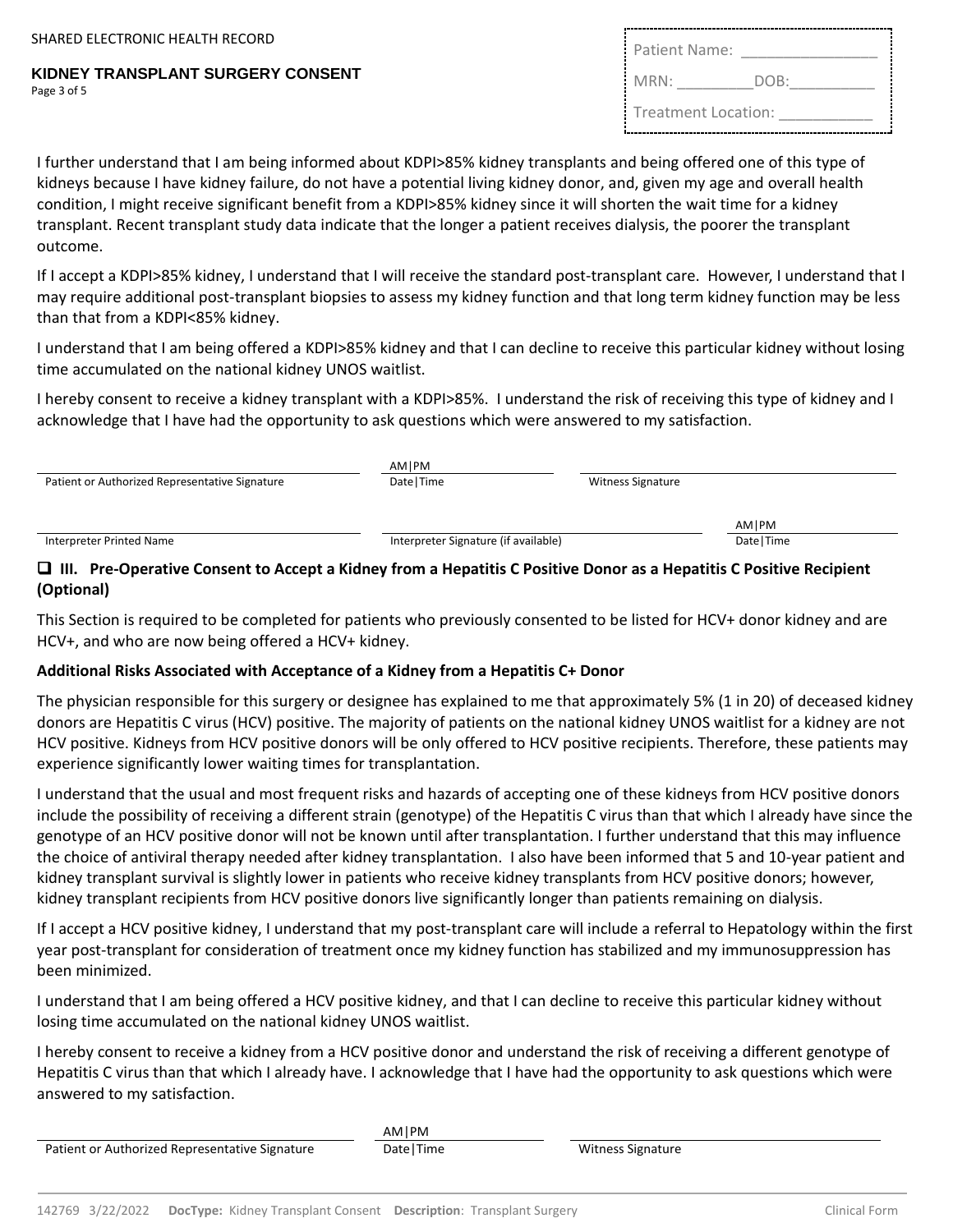I further understand that I am being informed about KDPI>85% kidney transplants and being offered one of this type of kidneys because I have kidney failure, do not have a potential living kidney donor, and, given my age and overall health condition, I might receive significant benefit from a KDPI>85% kidney since it will shorten the wait time for a kidney transplant. Recent transplant study data indicate that the longer a patient receives dialysis, the poorer the transplant outcome.

If I accept a KDPI>85% kidney, I understand that I will receive the standard post-transplant care. However, I understand that I may require additional post-transplant biopsies to assess my kidney function and that long term kidney function may be less than that from a KDPI<85% kidney.

I understand that I am being offered a KDPI>85% kidney and that I can decline to receive this particular kidney without losing time accumulated on the national kidney UNOS waitlist.

I hereby consent to receive a kidney transplant with a KDPI>85%. I understand the risk of receiving this type of kidney and I acknowledge that I have had the opportunity to ask questions which were answered to my satisfaction.

| Patient or Authorized Representative Signature | AM\|PM Date\|Time | Witness Signature |
|---|---|---|

| Interpreter Printed Name | Interpreter Signature (if available) | AM\|PM Date\|Time |
|---|---|---|

## ❑ III. Pre-Operative Consent to Accept a Kidney from a Hepatitis C Positive Donor as a Hepatitis C Positive Recipient (Optional)

This Section is required to be completed for patients who previously consented to be listed for HCV+ donor kidney and are HCV+, and who are now being offered a HCV+ kidney.

**Additional Risks Associated with Acceptance of a Kidney from a Hepatitis C+ Donor**

The physician responsible for this surgery or designee has explained to me that approximately 5% (1 in 20) of deceased kidney donors are Hepatitis C virus (HCV) positive. The majority of patients on the national kidney UNOS waitlist for a kidney are not HCV positive. Kidneys from HCV positive donors will be only offered to HCV positive recipients. Therefore, these patients may experience significantly lower waiting times for transplantation.

I understand that the usual and most frequent risks and hazards of accepting one of these kidneys from HCV positive donors include the possibility of receiving a different strain (genotype) of the Hepatitis C virus than that which I already have since the genotype of an HCV positive donor will not be known until after transplantation. I further understand that this may influence the choice of antiviral therapy needed after kidney transplantation. I also have been informed that 5 and 10-year patient and kidney transplant survival is slightly lower in patients who receive kidney transplants from HCV positive donors; however, kidney transplant recipients from HCV positive donors live significantly longer than patients remaining on dialysis.

If I accept a HCV positive kidney, I understand that my post-transplant care will include a referral to Hepatology within the first year post-transplant for consideration of treatment once my kidney function has stabilized and my immunosuppression has been minimized.

I understand that I am being offered a HCV positive kidney, and that I can decline to receive this particular kidney without losing time accumulated on the national kidney UNOS waitlist.

I hereby consent to receive a kidney from a HCV positive donor and understand the risk of receiving a different genotype of Hepatitis C virus than that which I already have. I acknowledge that I have had the opportunity to ask questions which were answered to my satisfaction.

| Patient or Authorized Representative Signature | AM\|PM Date\|Time | Witness Signature |
|---|---|---|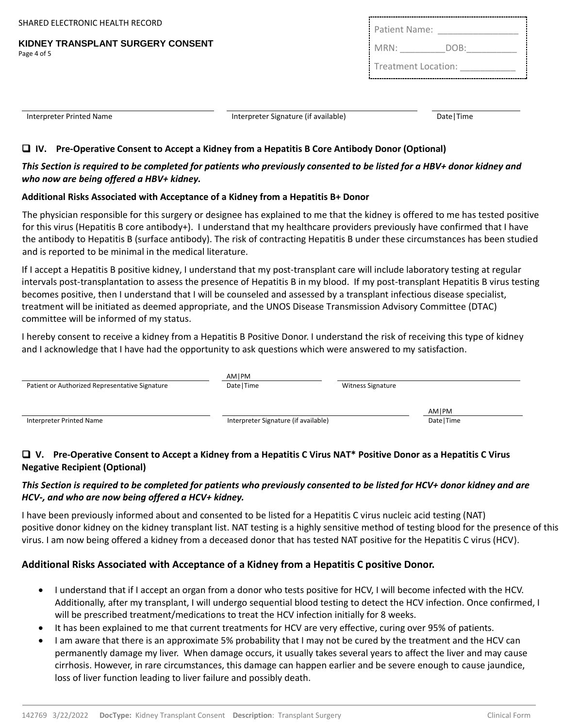Patient Name: _______________

MRN: _________DOB:__________

Treatment Location: ___________

| Interpreter Printed Name | Interpreter Signature (if available) | Date\|Time |
|---|---|---|

## ❑ IV. Pre-Operative Consent to Accept a Kidney from a Hepatitis B Core Antibody Donor (Optional)

***This Section is required to be completed for patients who previously consented to be listed for a HBV+ donor kidney and who now are being offered a HBV+ kidney.***

**Additional Risks Associated with Acceptance of a Kidney from a Hepatitis B+ Donor**

The physician responsible for this surgery or designee has explained to me that the kidney is offered to me has tested positive for this virus (Hepatitis B core antibody+). I understand that my healthcare providers previously have confirmed that I have the antibody to Hepatitis B (surface antibody). The risk of contracting Hepatitis B under these circumstances has been studied and is reported to be minimal in the medical literature.

If I accept a Hepatitis B positive kidney, I understand that my post-transplant care will include laboratory testing at regular intervals post-transplantation to assess the presence of Hepatitis B in my blood. If my post-transplant Hepatitis B virus testing becomes positive, then I understand that I will be counseled and assessed by a transplant infectious disease specialist, treatment will be initiated as deemed appropriate, and the UNOS Disease Transmission Advisory Committee (DTAC) committee will be informed of my status.

I hereby consent to receive a kidney from a Hepatitis B Positive Donor. I understand the risk of receiving this type of kidney and I acknowledge that I have had the opportunity to ask questions which were answered to my satisfaction.

| Patient or Authorized Representative Signature | AM\|PM Date\|Time | Witness Signature |
|---|---|---|

| Interpreter Printed Name | Interpreter Signature (if available) | AM\|PM Date\|Time |
|---|---|---|

## ❑ V. Pre-Operative Consent to Accept a Kidney from a Hepatitis C Virus NAT* Positive Donor as a Hepatitis C Virus Negative Recipient (Optional)

***This Section is required to be completed for patients who previously consented to be listed for HCV+ donor kidney and are HCV-, and who are now being offered a HCV+ kidney.***

I have been previously informed about and consented to be listed for a Hepatitis C virus nucleic acid testing (NAT) positive donor kidney on the kidney transplant list. NAT testing is a highly sensitive method of testing blood for the presence of this virus. I am now being offered a kidney from a deceased donor that has tested NAT positive for the Hepatitis C virus (HCV).

### Additional Risks Associated with Acceptance of a Kidney from a Hepatitis C positive Donor.

- I understand that if I accept an organ from a donor who tests positive for HCV, I will become infected with the HCV. Additionally, after my transplant, I will undergo sequential blood testing to detect the HCV infection. Once confirmed, I will be prescribed treatment/medications to treat the HCV infection initially for 8 weeks.
- It has been explained to me that current treatments for HCV are very effective, curing over 95% of patients.
- I am aware that there is an approximate 5% probability that I may not be cured by the treatment and the HCV can permanently damage my liver. When damage occurs, it usually takes several years to affect the liver and may cause cirrhosis. However, in rare circumstances, this damage can happen earlier and be severe enough to cause jaundice, loss of liver function leading to liver failure and possibly death.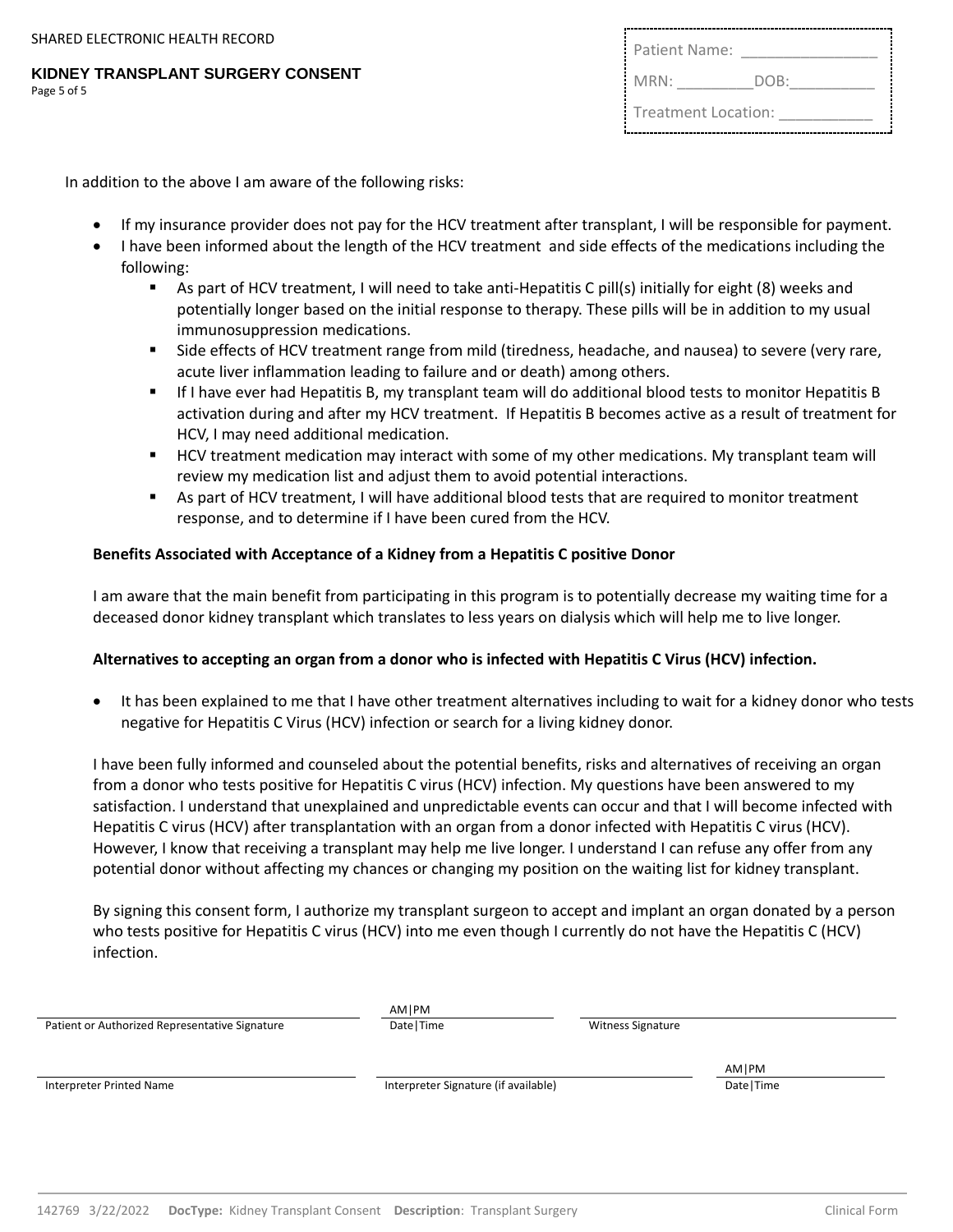In addition to the above I am aware of the following risks:

- If my insurance provider does not pay for the HCV treatment after transplant, I will be responsible for payment.
- I have been informed about the length of the HCV treatment and side effects of the medications including the following:
  - As part of HCV treatment, I will need to take anti-Hepatitis C pill(s) initially for eight (8) weeks and potentially longer based on the initial response to therapy. These pills will be in addition to my usual immunosuppression medications.
  - Side effects of HCV treatment range from mild (tiredness, headache, and nausea) to severe (very rare, acute liver inflammation leading to failure and or death) among others.
  - If I have ever had Hepatitis B, my transplant team will do additional blood tests to monitor Hepatitis B activation during and after my HCV treatment. If Hepatitis B becomes active as a result of treatment for HCV, I may need additional medication.
  - HCV treatment medication may interact with some of my other medications. My transplant team will review my medication list and adjust them to avoid potential interactions.
  - As part of HCV treatment, I will have additional blood tests that are required to monitor treatment response, and to determine if I have been cured from the HCV.

**Benefits Associated with Acceptance of a Kidney from a Hepatitis C positive Donor**

I am aware that the main benefit from participating in this program is to potentially decrease my waiting time for a deceased donor kidney transplant which translates to less years on dialysis which will help me to live longer.

**Alternatives to accepting an organ from a donor who is infected with Hepatitis C Virus (HCV) infection.**

- It has been explained to me that I have other treatment alternatives including to wait for a kidney donor who tests negative for Hepatitis C Virus (HCV) infection or search for a living kidney donor.

I have been fully informed and counseled about the potential benefits, risks and alternatives of receiving an organ from a donor who tests positive for Hepatitis C virus (HCV) infection. My questions have been answered to my satisfaction. I understand that unexplained and unpredictable events can occur and that I will become infected with Hepatitis C virus (HCV) after transplantation with an organ from a donor infected with Hepatitis C virus (HCV). However, I know that receiving a transplant may help me live longer. I understand I can refuse any offer from any potential donor without affecting my chances or changing my position on the waiting list for kidney transplant.

By signing this consent form, I authorize my transplant surgeon to accept and implant an organ donated by a person who tests positive for Hepatitis C virus (HCV) into me even though I currently do not have the Hepatitis C (HCV) infection.

| | | |
|---|---|---|
| ______________________ | AM\|PM | ______________________ |
| Patient or Authorized Representative Signature | Date\|Time | Witness Signature |

| | | |
|---|---|---|
| ______________________ | ______________________ | AM\|PM |
| Interpreter Printed Name | Interpreter Signature (if available) | Date\|Time |